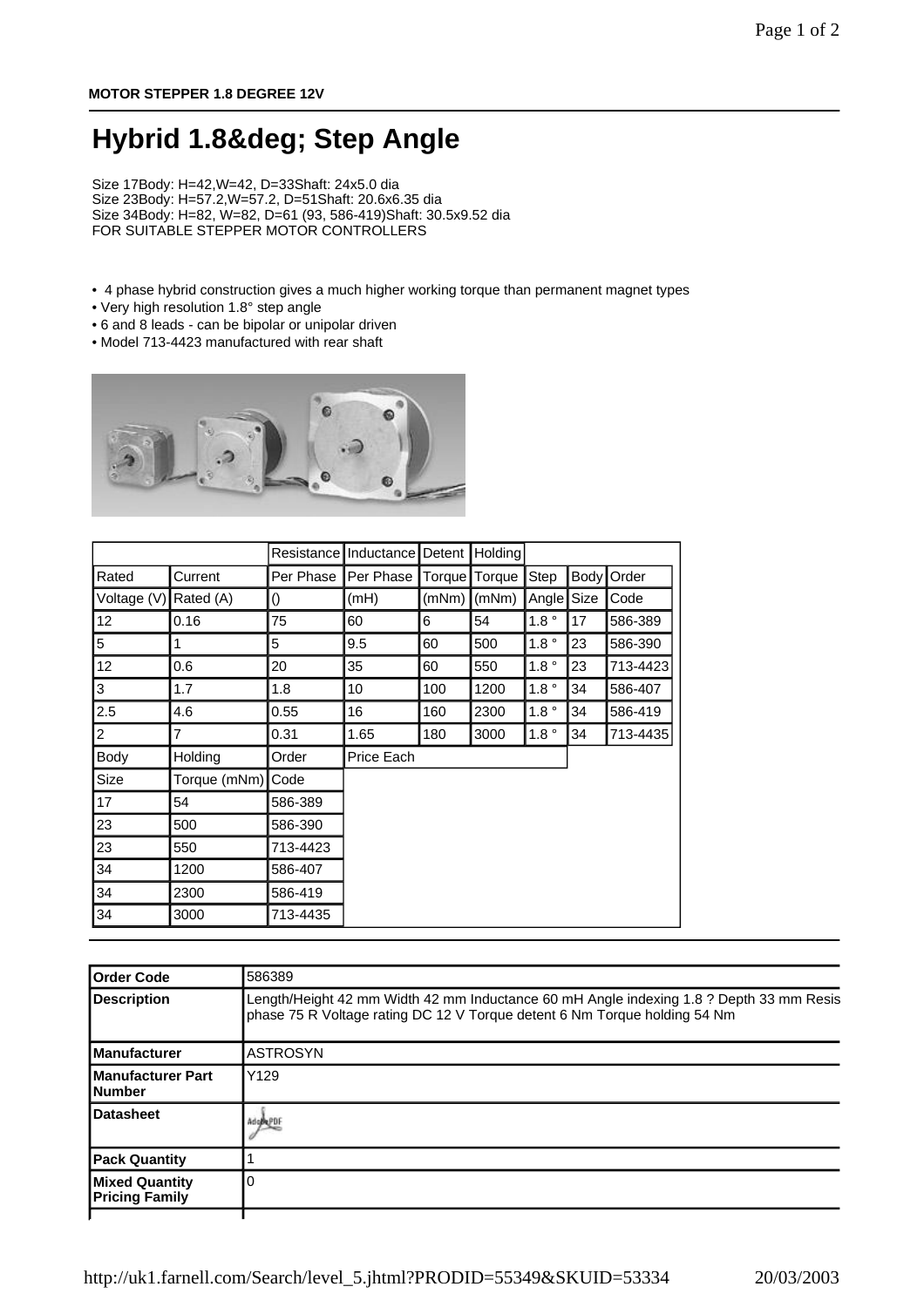**MOTOR STEPPER 1.8 DEGREE 12V**

# Hybrid 1.8&deg; Step Angle

Size 17Body: H=42,W=42, D=33Shaft: 24x5.0 dia
Size 23Body: H=57.2,W=57.2, D=51Shaft: 20.6x6.35 dia
Size 34Body: H=82, W=82, D=61 (93, 586-419)Shaft: 30.5x9.52 dia
FOR SUITABLE STEPPER MOTOR CONTROLLERS

- 4 phase hybrid construction gives a much higher working torque than permanent magnet types
- Very high resolution 1.8° step angle
- 6 and 8 leads - can be bipolar or unipolar driven
- Model 713-4423 manufactured with rear shaft

| | | Resistance | Inductance | Detent | Holding | | | |
|---|---|---|---|---|---|---|---|---|
| Rated | Current | Per Phase | Per Phase | Torque | Torque | Step | Body | Order |
| Voltage (V) | Rated (A) | () | (mH) | (mNm) | (mNm) | Angle | Size | Code |
| 12 | 0.16 | 75 | 60 | 6 | 54 | 1.8 ° | 17 | 586-389 |
| 5 | 1 | 5 | 9.5 | 60 | 500 | 1.8 ° | 23 | 586-390 |
| 12 | 0.6 | 20 | 35 | 60 | 550 | 1.8 ° | 23 | 713-4423 |
| 3 | 1.7 | 1.8 | 10 | 100 | 1200 | 1.8 ° | 34 | 586-407 |
| 2.5 | 4.6 | 0.55 | 16 | 160 | 2300 | 1.8 ° | 34 | 586-419 |
| 2 | 7 | 0.31 | 1.65 | 180 | 3000 | 1.8 ° | 34 | 713-4435 |

| Body | Holding | Order | Price Each |
|---|---|---|---|
| Size | Torque (mNm) | Code | |
| 17 | 54 | 586-389 | |
| 23 | 500 | 586-390 | |
| 23 | 550 | 713-4423 | |
| 34 | 1200 | 586-407 | |
| 34 | 2300 | 586-419 | |
| 34 | 3000 | 713-4435 | |

| | |
|---|---|
| **Order Code** | 586389 |
| **Description** | Length/Height 42 mm Width 42 mm Inductance 60 mH Angle indexing 1.8 ? Depth 33 mm Resis phase 75 R Voltage rating DC 12 V Torque detent 6 Nm Torque holding 54 Nm |
| **Manufacturer** | ASTROSYN |
| **Manufacturer Part Number** | Y129 |
| **Datasheet** | |
| **Pack Quantity** | 1 |
| **Mixed Quantity Pricing Family** | 0 |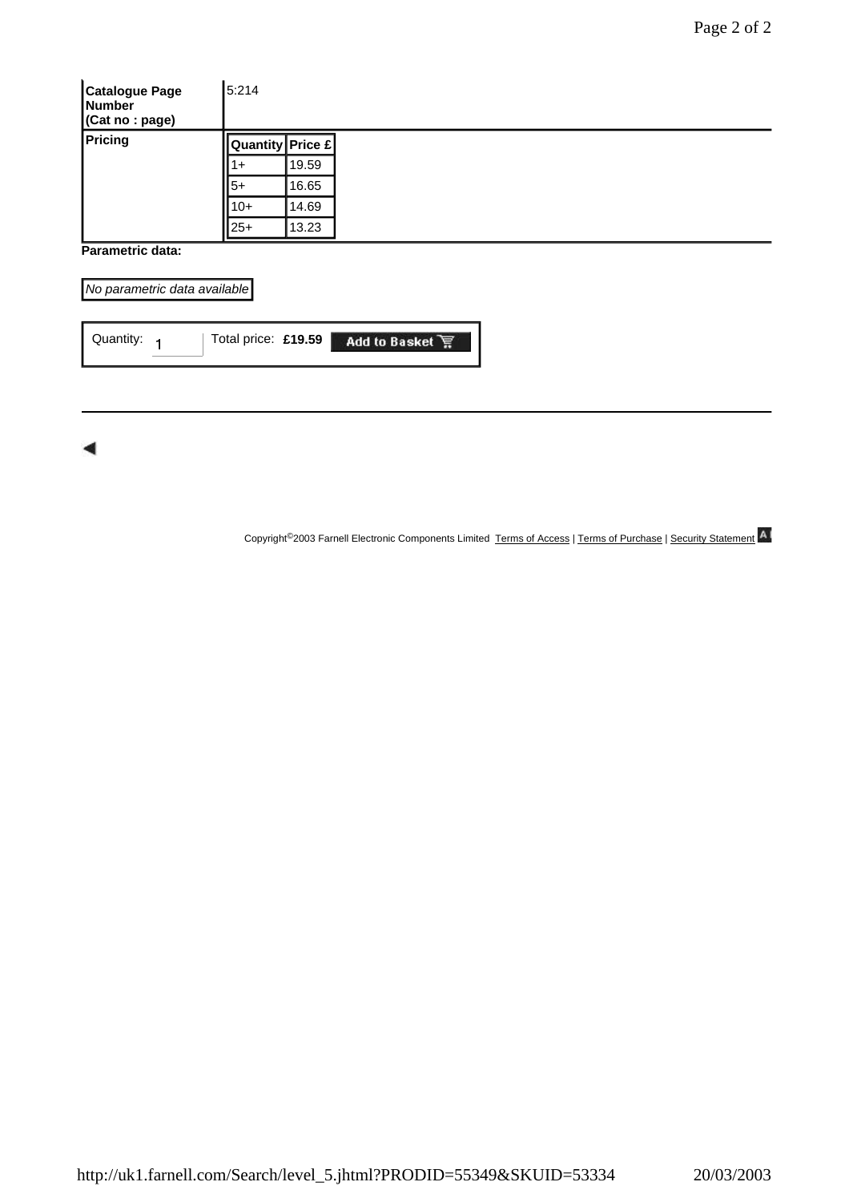| | |
|---|---|
| **Catalogue Page Number (Cat no : page)** | 5:214 |
| **Pricing** | |

| Quantity | Price £ |
|---|---|
| 1+ | 19.59 |
| 5+ | 16.65 |
| 10+ | 14.69 |
| 25+ | 13.23 |

**Parametric data:**

*No parametric data available*

Quantity: 1 Total price: **£19.59** Add to Basket

Copyright©2003 Farnell Electronic Components Limited Terms of Access | Terms of Purchase | Security Statement

http://uk1.farnell.com/Search/level_5.jhtml?PRODID=55349&SKUID=53334 20/03/2003